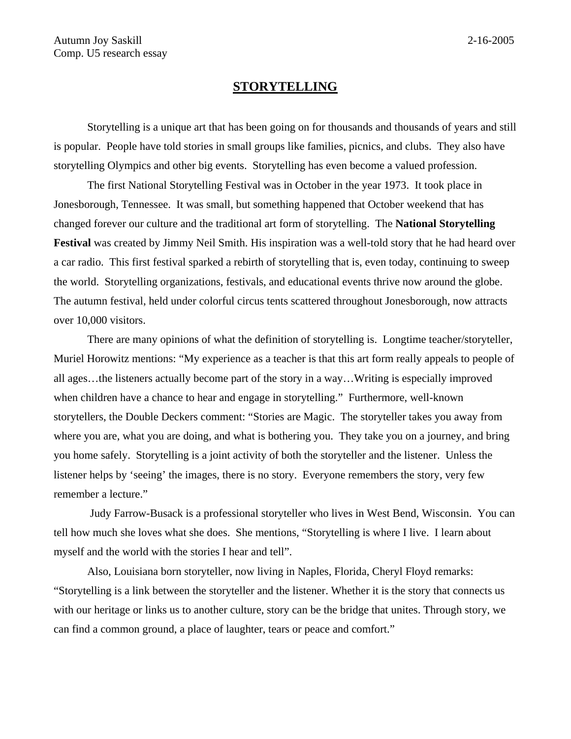Autumn Joy Saskill 2-16-2005
Comp. U5 research essay

# STORYTELLING

Storytelling is a unique art that has been going on for thousands and thousands of years and still is popular. People have told stories in small groups like families, picnics, and clubs. They also have storytelling Olympics and other big events. Storytelling has even become a valued profession.

The first National Storytelling Festival was in October in the year 1973. It took place in Jonesborough, Tennessee. It was small, but something happened that October weekend that has changed forever our culture and the traditional art form of storytelling. The **National Storytelling Festival** was created by Jimmy Neil Smith. His inspiration was a well-told story that he had heard over a car radio. This first festival sparked a rebirth of storytelling that is, even today, continuing to sweep the world. Storytelling organizations, festivals, and educational events thrive now around the globe. The autumn festival, held under colorful circus tents scattered throughout Jonesborough, now attracts over 10,000 visitors.

There are many opinions of what the definition of storytelling is. Longtime teacher/storyteller, Muriel Horowitz mentions: "My experience as a teacher is that this art form really appeals to people of all ages…the listeners actually become part of the story in a way…Writing is especially improved when children have a chance to hear and engage in storytelling." Furthermore, well-known storytellers, the Double Deckers comment: "Stories are Magic. The storyteller takes you away from where you are, what you are doing, and what is bothering you. They take you on a journey, and bring you home safely. Storytelling is a joint activity of both the storyteller and the listener. Unless the listener helps by 'seeing' the images, there is no story. Everyone remembers the story, very few remember a lecture."

Judy Farrow-Busack is a professional storyteller who lives in West Bend, Wisconsin. You can tell how much she loves what she does. She mentions, "Storytelling is where I live. I learn about myself and the world with the stories I hear and tell".

Also, Louisiana born storyteller, now living in Naples, Florida, Cheryl Floyd remarks: "Storytelling is a link between the storyteller and the listener. Whether it is the story that connects us with our heritage or links us to another culture, story can be the bridge that unites. Through story, we can find a common ground, a place of laughter, tears or peace and comfort."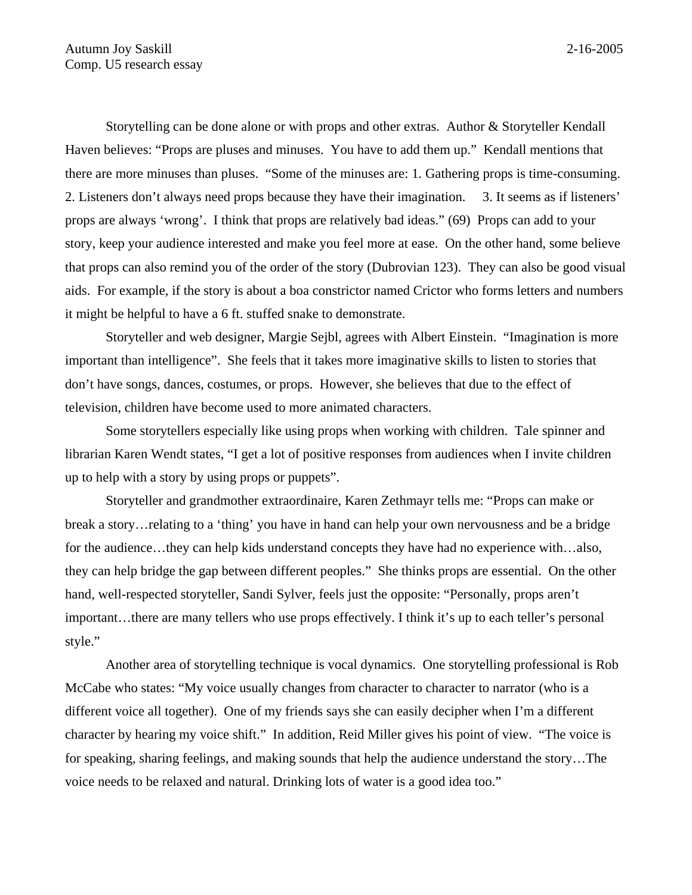Autumn Joy Saskill 2-16-2005
Comp. U5 research essay

Storytelling can be done alone or with props and other extras. Author & Storyteller Kendall Haven believes: “Props are pluses and minuses. You have to add them up.” Kendall mentions that there are more minuses than pluses. “Some of the minuses are: 1. Gathering props is time-consuming. 2. Listeners don’t always need props because they have their imagination. 3. It seems as if listeners’ props are always ‘wrong’. I think that props are relatively bad ideas.” (69) Props can add to your story, keep your audience interested and make you feel more at ease. On the other hand, some believe that props can also remind you of the order of the story (Dubrovian 123). They can also be good visual aids. For example, if the story is about a boa constrictor named Crictor who forms letters and numbers it might be helpful to have a 6 ft. stuffed snake to demonstrate.

Storyteller and web designer, Margie Sejbl, agrees with Albert Einstein. “Imagination is more important than intelligence”. She feels that it takes more imaginative skills to listen to stories that don’t have songs, dances, costumes, or props. However, she believes that due to the effect of television, children have become used to more animated characters.

Some storytellers especially like using props when working with children. Tale spinner and librarian Karen Wendt states, “I get a lot of positive responses from audiences when I invite children up to help with a story by using props or puppets”.

Storyteller and grandmother extraordinaire, Karen Zethmayr tells me: “Props can make or break a story…relating to a ‘thing’ you have in hand can help your own nervousness and be a bridge for the audience…they can help kids understand concepts they have had no experience with…also, they can help bridge the gap between different peoples.” She thinks props are essential. On the other hand, well-respected storyteller, Sandi Sylver, feels just the opposite: “Personally, props aren’t important…there are many tellers who use props effectively. I think it’s up to each teller’s personal style.”

Another area of storytelling technique is vocal dynamics. One storytelling professional is Rob McCabe who states: “My voice usually changes from character to character to narrator (who is a different voice all together). One of my friends says she can easily decipher when I’m a different character by hearing my voice shift.” In addition, Reid Miller gives his point of view. “The voice is for speaking, sharing feelings, and making sounds that help the audience understand the story…The voice needs to be relaxed and natural. Drinking lots of water is a good idea too.”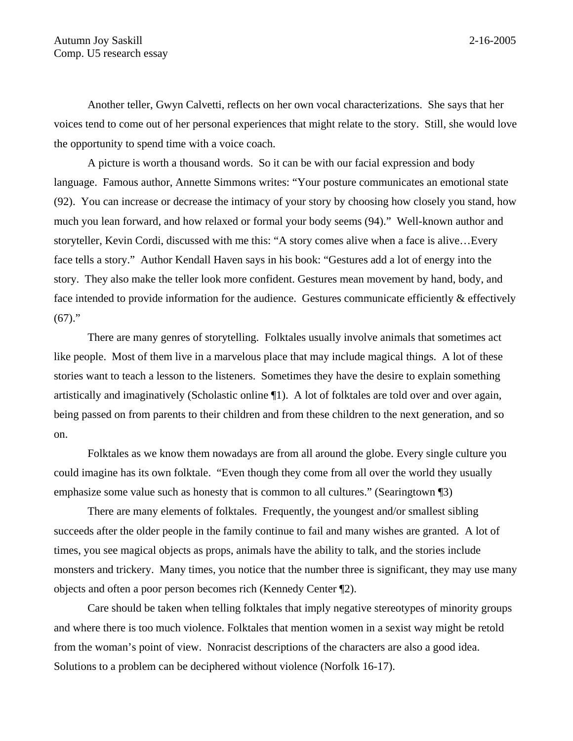Another teller, Gwyn Calvetti, reflects on her own vocal characterizations. She says that her voices tend to come out of her personal experiences that might relate to the story. Still, she would love the opportunity to spend time with a voice coach.

A picture is worth a thousand words. So it can be with our facial expression and body language. Famous author, Annette Simmons writes: "Your posture communicates an emotional state (92). You can increase or decrease the intimacy of your story by choosing how closely you stand, how much you lean forward, and how relaxed or formal your body seems (94)." Well-known author and storyteller, Kevin Cordi, discussed with me this: "A story comes alive when a face is alive…Every face tells a story." Author Kendall Haven says in his book: "Gestures add a lot of energy into the story. They also make the teller look more confident. Gestures mean movement by hand, body, and face intended to provide information for the audience. Gestures communicate efficiently & effectively (67)."

There are many genres of storytelling. Folktales usually involve animals that sometimes act like people. Most of them live in a marvelous place that may include magical things. A lot of these stories want to teach a lesson to the listeners. Sometimes they have the desire to explain something artistically and imaginatively (Scholastic online ¶1). A lot of folktales are told over and over again, being passed on from parents to their children and from these children to the next generation, and so on.

Folktales as we know them nowadays are from all around the globe. Every single culture you could imagine has its own folktale. "Even though they come from all over the world they usually emphasize some value such as honesty that is common to all cultures." (Searingtown ¶3)

There are many elements of folktales. Frequently, the youngest and/or smallest sibling succeeds after the older people in the family continue to fail and many wishes are granted. A lot of times, you see magical objects as props, animals have the ability to talk, and the stories include monsters and trickery. Many times, you notice that the number three is significant, they may use many objects and often a poor person becomes rich (Kennedy Center ¶2).

Care should be taken when telling folktales that imply negative stereotypes of minority groups and where there is too much violence. Folktales that mention women in a sexist way might be retold from the woman's point of view. Nonracist descriptions of the characters are also a good idea. Solutions to a problem can be deciphered without violence (Norfolk 16-17).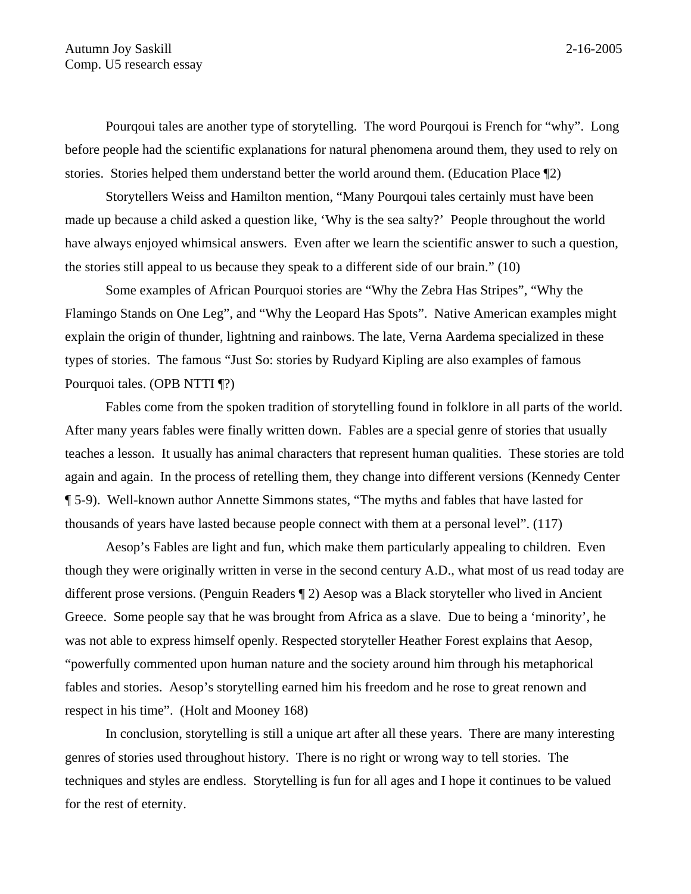Autumn Joy Saskill 2-16-2005
Comp. U5 research essay

Pourqoui tales are another type of storytelling. The word Pourqoui is French for "why". Long before people had the scientific explanations for natural phenomena around them, they used to rely on stories. Stories helped them understand better the world around them. (Education Place ¶2)

Storytellers Weiss and Hamilton mention, "Many Pourqoui tales certainly must have been made up because a child asked a question like, 'Why is the sea salty?' People throughout the world have always enjoyed whimsical answers. Even after we learn the scientific answer to such a question, the stories still appeal to us because they speak to a different side of our brain." (10)

Some examples of African Pourquoi stories are "Why the Zebra Has Stripes", "Why the Flamingo Stands on One Leg", and "Why the Leopard Has Spots". Native American examples might explain the origin of thunder, lightning and rainbows. The late, Verna Aardema specialized in these types of stories. The famous "Just So: stories by Rudyard Kipling are also examples of famous Pourquoi tales. (OPB NTTI ¶?)

Fables come from the spoken tradition of storytelling found in folklore in all parts of the world. After many years fables were finally written down. Fables are a special genre of stories that usually teaches a lesson. It usually has animal characters that represent human qualities. These stories are told again and again. In the process of retelling them, they change into different versions (Kennedy Center ¶ 5-9). Well-known author Annette Simmons states, "The myths and fables that have lasted for thousands of years have lasted because people connect with them at a personal level". (117)

Aesop's Fables are light and fun, which make them particularly appealing to children. Even though they were originally written in verse in the second century A.D., what most of us read today are different prose versions. (Penguin Readers ¶ 2) Aesop was a Black storyteller who lived in Ancient Greece. Some people say that he was brought from Africa as a slave. Due to being a 'minority', he was not able to express himself openly. Respected storyteller Heather Forest explains that Aesop, "powerfully commented upon human nature and the society around him through his metaphorical fables and stories. Aesop's storytelling earned him his freedom and he rose to great renown and respect in his time". (Holt and Mooney 168)

In conclusion, storytelling is still a unique art after all these years. There are many interesting genres of stories used throughout history. There is no right or wrong way to tell stories. The techniques and styles are endless. Storytelling is fun for all ages and I hope it continues to be valued for the rest of eternity.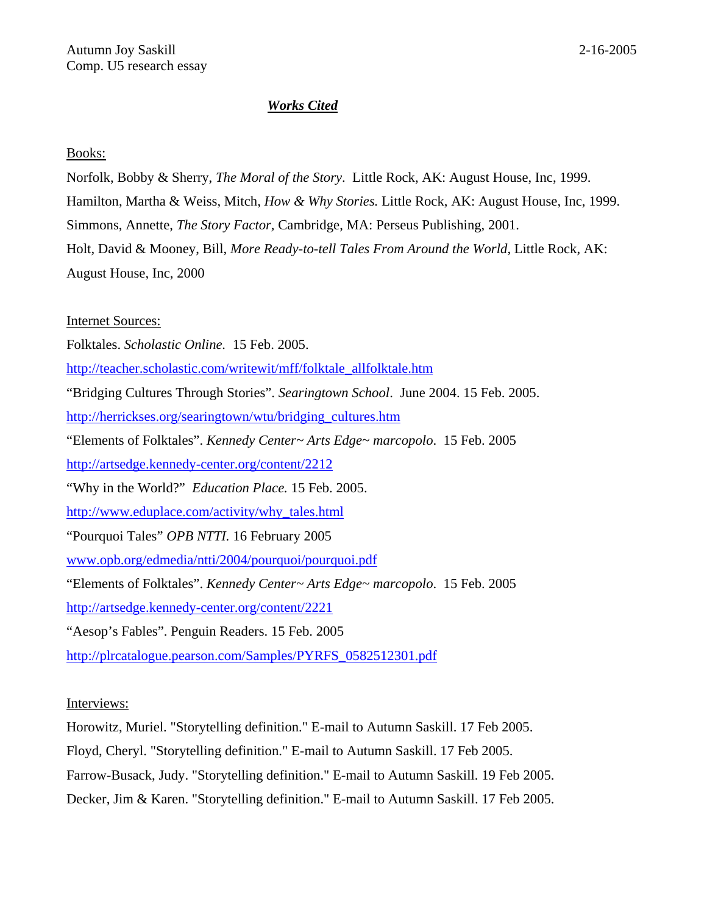Autumn Joy Saskill 2-16-2005
Comp. U5 research essay

# ***Works Cited***

Books:

Norfolk, Bobby & Sherry, *The Moral of the Story*. Little Rock, AK: August House, Inc, 1999.

Hamilton, Martha & Weiss, Mitch, *How & Why Stories.* Little Rock, AK: August House, Inc, 1999.

Simmons, Annette, *The Story Factor,* Cambridge, MA: Perseus Publishing, 2001.

Holt, David & Mooney, Bill, *More Ready-to-tell Tales From Around the World,* Little Rock, AK: August House, Inc, 2000

Internet Sources:

Folktales. *Scholastic Online.* 15 Feb. 2005.
http://teacher.scholastic.com/writewit/mff/folktale_allfolktale.htm

"Bridging Cultures Through Stories". *Searingtown School*. June 2004. 15 Feb. 2005.
http://herrickses.org/searingtown/wtu/bridging_cultures.htm

"Elements of Folktales". *Kennedy Center~ Arts Edge~ marcopolo*. 15 Feb. 2005
http://artsedge.kennedy-center.org/content/2212

"Why in the World?" *Education Place.* 15 Feb. 2005.
http://www.eduplace.com/activity/why_tales.html

"Pourquoi Tales" *OPB NTTI.* 16 February 2005
www.opb.org/edmedia/ntti/2004/pourquoi/pourquoi.pdf

"Elements of Folktales". *Kennedy Center~ Arts Edge~ marcopolo*. 15 Feb. 2005
http://artsedge.kennedy-center.org/content/2221

"Aesop's Fables". Penguin Readers. 15 Feb. 2005
http://plrcatalogue.pearson.com/Samples/PYRFS_0582512301.pdf

Interviews:

Horowitz, Muriel. "Storytelling definition." E-mail to Autumn Saskill. 17 Feb 2005.

Floyd, Cheryl. "Storytelling definition." E-mail to Autumn Saskill. 17 Feb 2005.

Farrow-Busack, Judy. "Storytelling definition." E-mail to Autumn Saskill. 19 Feb 2005.

Decker, Jim & Karen. "Storytelling definition." E-mail to Autumn Saskill. 17 Feb 2005.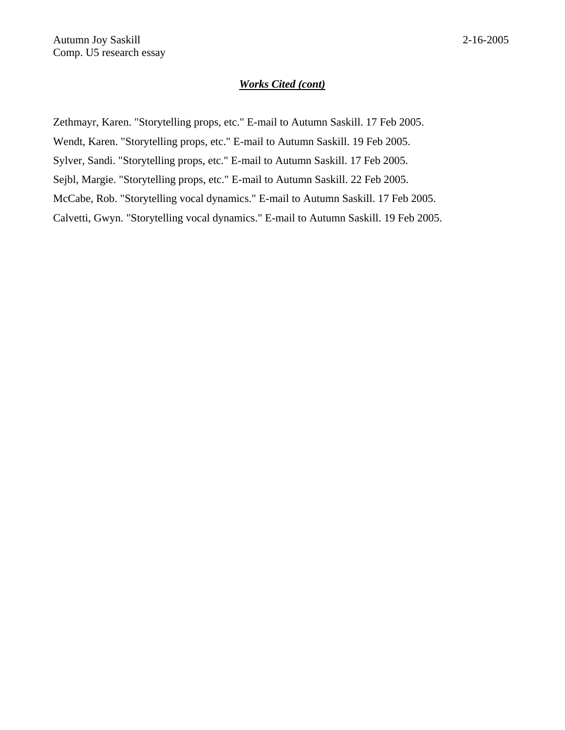## ***Works Cited (cont)***

Zethmayr, Karen. "Storytelling props, etc." E-mail to Autumn Saskill. 17 Feb 2005.

Wendt, Karen. "Storytelling props, etc." E-mail to Autumn Saskill. 19 Feb 2005.

Sylver, Sandi. "Storytelling props, etc." E-mail to Autumn Saskill. 17 Feb 2005.

Sejbl, Margie. "Storytelling props, etc." E-mail to Autumn Saskill. 22 Feb 2005.

McCabe, Rob. "Storytelling vocal dynamics." E-mail to Autumn Saskill. 17 Feb 2005.

Calvetti, Gwyn. "Storytelling vocal dynamics." E-mail to Autumn Saskill. 19 Feb 2005.